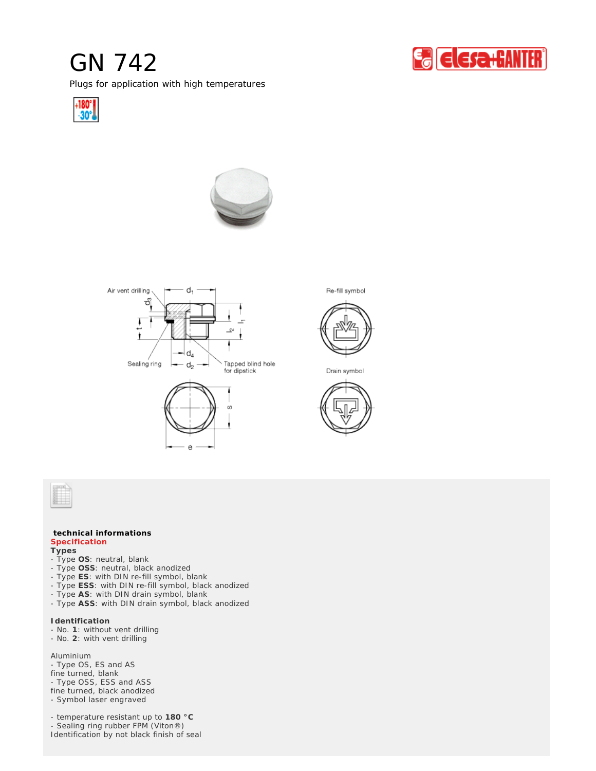# GN 742

Plugs for application with high temperatures

technical informations

**Specification**

**Types**

- Type **OS**: neutral, blank
- Type **OSS**: neutral, black anodized
- Type **ES**: with DIN re-fill symbol, blank
- Type **ESS**: with DIN re-fill symbol, black anodized
- Type **AS**: with DIN drain symbol, blank
- Type **ASS**: with DIN drain symbol, black anodized

**Identification**

- No. **1**: without vent drilling
- No. **2**: with vent drilling

Aluminium
- Type OS, ES and AS
fine turned, blank
- Type OSS, ESS and ASS
fine turned, black anodized
- Symbol laser engraved

- temperature resistant up to **180 °C**
- Sealing ring rubber FPM (Viton®)
Identification by not black finish of seal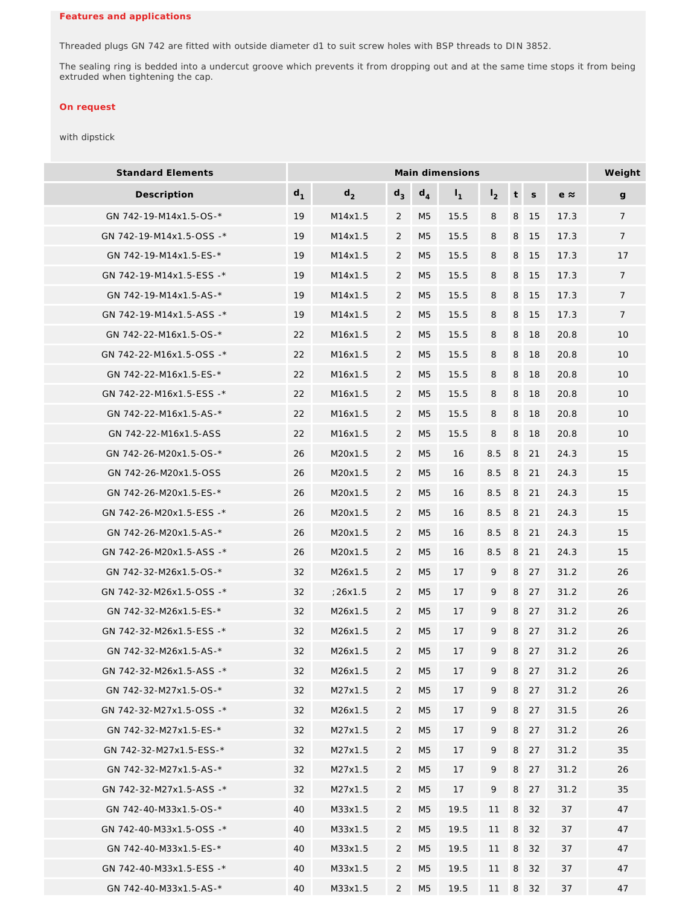**Features and applications**

Threaded plugs GN 742 are fitted with outside diameter d1 to suit screw holes with BSP threads to DIN 3852.

The sealing ring is bedded into a undercut groove which prevents it from dropping out and at the same time stops it from being extruded when tightening the cap.

**On request**

with dipstick

| Standard Elements | Main dimensions | | | | | | | | | Weight |
|---|---|---|---|---|---|---|---|---|---|---|
| Description | $d_1$ | $d_2$ | $d_3$ | $d_4$ | $l_1$ | $l_2$ | t | s | e ≈ | g |
| GN 742-19-M14x1.5-OS-* | 19 | M14x1.5 | 2 | M5 | 15.5 | 8 | 8 | 15 | 17.3 | 7 |
| GN 742-19-M14x1.5-OSS -* | 19 | M14x1.5 | 2 | M5 | 15.5 | 8 | 8 | 15 | 17.3 | 7 |
| GN 742-19-M14x1.5-ES-* | 19 | M14x1.5 | 2 | M5 | 15.5 | 8 | 8 | 15 | 17.3 | 17 |
| GN 742-19-M14x1.5-ESS -* | 19 | M14x1.5 | 2 | M5 | 15.5 | 8 | 8 | 15 | 17.3 | 7 |
| GN 742-19-M14x1.5-AS-* | 19 | M14x1.5 | 2 | M5 | 15.5 | 8 | 8 | 15 | 17.3 | 7 |
| GN 742-19-M14x1.5-ASS -* | 19 | M14x1.5 | 2 | M5 | 15.5 | 8 | 8 | 15 | 17.3 | 7 |
| GN 742-22-M16x1.5-OS-* | 22 | M16x1.5 | 2 | M5 | 15.5 | 8 | 8 | 18 | 20.8 | 10 |
| GN 742-22-M16x1.5-OSS -* | 22 | M16x1.5 | 2 | M5 | 15.5 | 8 | 8 | 18 | 20.8 | 10 |
| GN 742-22-M16x1.5-ES-* | 22 | M16x1.5 | 2 | M5 | 15.5 | 8 | 8 | 18 | 20.8 | 10 |
| GN 742-22-M16x1.5-ESS -* | 22 | M16x1.5 | 2 | M5 | 15.5 | 8 | 8 | 18 | 20.8 | 10 |
| GN 742-22-M16x1.5-AS-* | 22 | M16x1.5 | 2 | M5 | 15.5 | 8 | 8 | 18 | 20.8 | 10 |
| GN 742-22-M16x1.5-ASS | 22 | M16x1.5 | 2 | M5 | 15.5 | 8 | 8 | 18 | 20.8 | 10 |
| GN 742-26-M20x1.5-OS-* | 26 | M20x1.5 | 2 | M5 | 16 | 8.5 | 8 | 21 | 24.3 | 15 |
| GN 742-26-M20x1.5-OSS | 26 | M20x1.5 | 2 | M5 | 16 | 8.5 | 8 | 21 | 24.3 | 15 |
| GN 742-26-M20x1.5-ES-* | 26 | M20x1.5 | 2 | M5 | 16 | 8.5 | 8 | 21 | 24.3 | 15 |
| GN 742-26-M20x1.5-ESS -* | 26 | M20x1.5 | 2 | M5 | 16 | 8.5 | 8 | 21 | 24.3 | 15 |
| GN 742-26-M20x1.5-AS-* | 26 | M20x1.5 | 2 | M5 | 16 | 8.5 | 8 | 21 | 24.3 | 15 |
| GN 742-26-M20x1.5-ASS -* | 26 | M20x1.5 | 2 | M5 | 16 | 8.5 | 8 | 21 | 24.3 | 15 |
| GN 742-32-M26x1.5-OS-* | 32 | M26x1.5 | 2 | M5 | 17 | 9 | 8 | 27 | 31.2 | 26 |
| GN 742-32-M26x1.5-OSS -* | 32 | ;26x1.5 | 2 | M5 | 17 | 9 | 8 | 27 | 31.2 | 26 |
| GN 742-32-M26x1.5-ES-* | 32 | M26x1.5 | 2 | M5 | 17 | 9 | 8 | 27 | 31.2 | 26 |
| GN 742-32-M26x1.5-ESS -* | 32 | M26x1.5 | 2 | M5 | 17 | 9 | 8 | 27 | 31.2 | 26 |
| GN 742-32-M26x1.5-AS-* | 32 | M26x1.5 | 2 | M5 | 17 | 9 | 8 | 27 | 31.2 | 26 |
| GN 742-32-M26x1.5-ASS -* | 32 | M26x1.5 | 2 | M5 | 17 | 9 | 8 | 27 | 31.2 | 26 |
| GN 742-32-M27x1.5-OS-* | 32 | M27x1.5 | 2 | M5 | 17 | 9 | 8 | 27 | 31.2 | 26 |
| GN 742-32-M27x1.5-OSS -* | 32 | M26x1.5 | 2 | M5 | 17 | 9 | 8 | 27 | 31.5 | 26 |
| GN 742-32-M27x1.5-ES-* | 32 | M27x1.5 | 2 | M5 | 17 | 9 | 8 | 27 | 31.2 | 26 |
| GN 742-32-M27x1.5-ESS-* | 32 | M27x1.5 | 2 | M5 | 17 | 9 | 8 | 27 | 31.2 | 35 |
| GN 742-32-M27x1.5-AS-* | 32 | M27x1.5 | 2 | M5 | 17 | 9 | 8 | 27 | 31.2 | 26 |
| GN 742-32-M27x1.5-ASS -* | 32 | M27x1.5 | 2 | M5 | 17 | 9 | 8 | 27 | 31.2 | 35 |
| GN 742-40-M33x1.5-OS-* | 40 | M33x1.5 | 2 | M5 | 19.5 | 11 | 8 | 32 | 37 | 47 |
| GN 742-40-M33x1.5-OSS -* | 40 | M33x1.5 | 2 | M5 | 19.5 | 11 | 8 | 32 | 37 | 47 |
| GN 742-40-M33x1.5-ES-* | 40 | M33x1.5 | 2 | M5 | 19.5 | 11 | 8 | 32 | 37 | 47 |
| GN 742-40-M33x1.5-ESS -* | 40 | M33x1.5 | 2 | M5 | 19.5 | 11 | 8 | 32 | 37 | 47 |
| GN 742-40-M33x1.5-AS-* | 40 | M33x1.5 | 2 | M5 | 19.5 | 11 | 8 | 32 | 37 | 47 |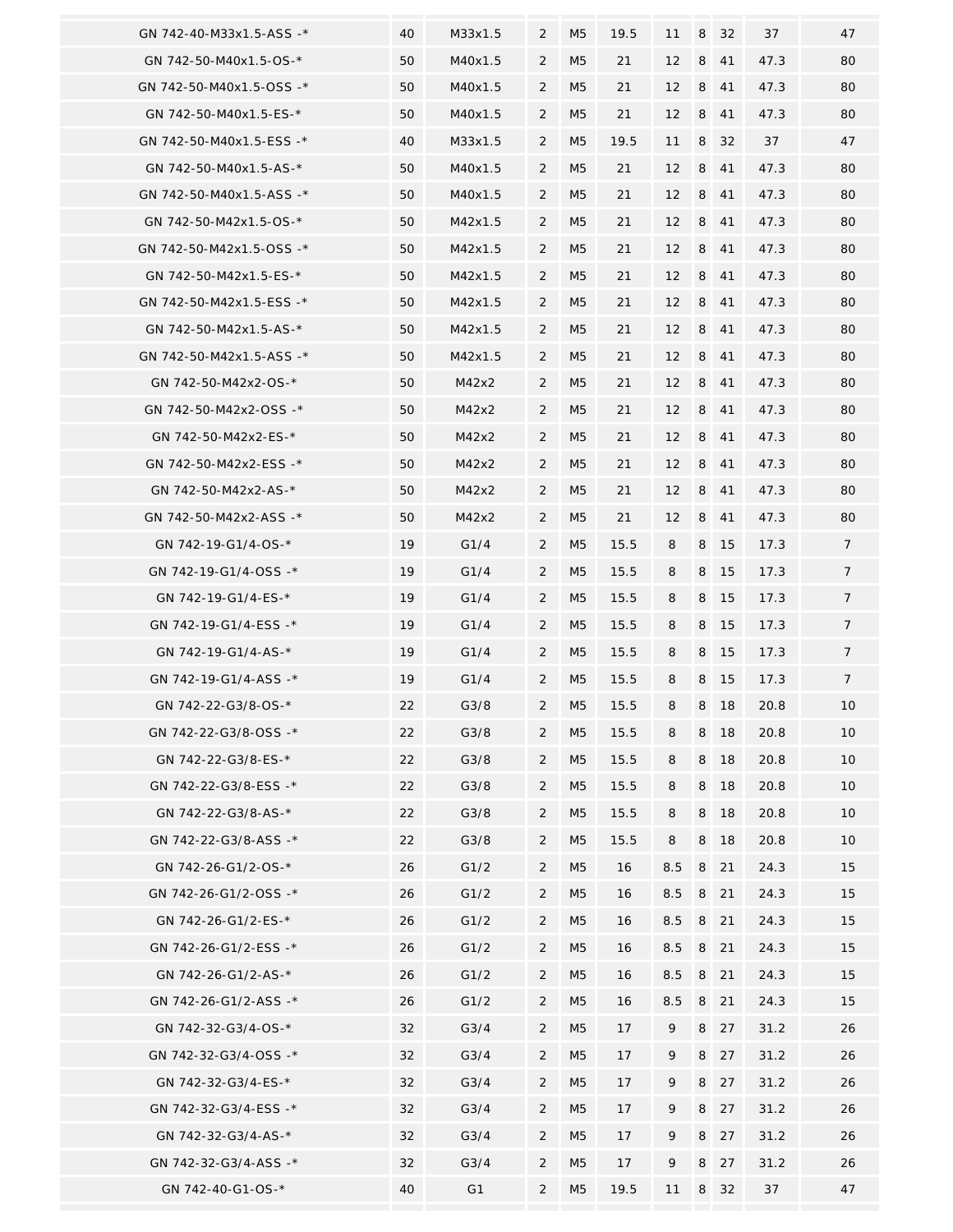| | | | | | | | | | | |
|---|---|---|---|---|---|---|---|---|---|---|
| GN 742-40-M33x1.5-ASS -* | 40 | M33x1.5 | 2 | M5 | 19.5 | 11 | 8 | 32 | 37 | 47 |
| GN 742-50-M40x1.5-OS-* | 50 | M40x1.5 | 2 | M5 | 21 | 12 | 8 | 41 | 47.3 | 80 |
| GN 742-50-M40x1.5-OSS -* | 50 | M40x1.5 | 2 | M5 | 21 | 12 | 8 | 41 | 47.3 | 80 |
| GN 742-50-M40x1.5-ES-* | 50 | M40x1.5 | 2 | M5 | 21 | 12 | 8 | 41 | 47.3 | 80 |
| GN 742-50-M40x1.5-ESS -* | 40 | M33x1.5 | 2 | M5 | 19.5 | 11 | 8 | 32 | 37 | 47 |
| GN 742-50-M40x1.5-AS-* | 50 | M40x1.5 | 2 | M5 | 21 | 12 | 8 | 41 | 47.3 | 80 |
| GN 742-50-M40x1.5-ASS -* | 50 | M40x1.5 | 2 | M5 | 21 | 12 | 8 | 41 | 47.3 | 80 |
| GN 742-50-M42x1.5-OS-* | 50 | M42x1.5 | 2 | M5 | 21 | 12 | 8 | 41 | 47.3 | 80 |
| GN 742-50-M42x1.5-OSS -* | 50 | M42x1.5 | 2 | M5 | 21 | 12 | 8 | 41 | 47.3 | 80 |
| GN 742-50-M42x1.5-ES-* | 50 | M42x1.5 | 2 | M5 | 21 | 12 | 8 | 41 | 47.3 | 80 |
| GN 742-50-M42x1.5-ESS -* | 50 | M42x1.5 | 2 | M5 | 21 | 12 | 8 | 41 | 47.3 | 80 |
| GN 742-50-M42x1.5-AS-* | 50 | M42x1.5 | 2 | M5 | 21 | 12 | 8 | 41 | 47.3 | 80 |
| GN 742-50-M42x1.5-ASS -* | 50 | M42x1.5 | 2 | M5 | 21 | 12 | 8 | 41 | 47.3 | 80 |
| GN 742-50-M42x2-OS-* | 50 | M42x2 | 2 | M5 | 21 | 12 | 8 | 41 | 47.3 | 80 |
| GN 742-50-M42x2-OSS -* | 50 | M42x2 | 2 | M5 | 21 | 12 | 8 | 41 | 47.3 | 80 |
| GN 742-50-M42x2-ES-* | 50 | M42x2 | 2 | M5 | 21 | 12 | 8 | 41 | 47.3 | 80 |
| GN 742-50-M42x2-ESS -* | 50 | M42x2 | 2 | M5 | 21 | 12 | 8 | 41 | 47.3 | 80 |
| GN 742-50-M42x2-AS-* | 50 | M42x2 | 2 | M5 | 21 | 12 | 8 | 41 | 47.3 | 80 |
| GN 742-50-M42x2-ASS -* | 50 | M42x2 | 2 | M5 | 21 | 12 | 8 | 41 | 47.3 | 80 |
| GN 742-19-G1/4-OS-* | 19 | G1/4 | 2 | M5 | 15.5 | 8 | 8 | 15 | 17.3 | 7 |
| GN 742-19-G1/4-OSS -* | 19 | G1/4 | 2 | M5 | 15.5 | 8 | 8 | 15 | 17.3 | 7 |
| GN 742-19-G1/4-ES-* | 19 | G1/4 | 2 | M5 | 15.5 | 8 | 8 | 15 | 17.3 | 7 |
| GN 742-19-G1/4-ESS -* | 19 | G1/4 | 2 | M5 | 15.5 | 8 | 8 | 15 | 17.3 | 7 |
| GN 742-19-G1/4-AS-* | 19 | G1/4 | 2 | M5 | 15.5 | 8 | 8 | 15 | 17.3 | 7 |
| GN 742-19-G1/4-ASS -* | 19 | G1/4 | 2 | M5 | 15.5 | 8 | 8 | 15 | 17.3 | 7 |
| GN 742-22-G3/8-OS-* | 22 | G3/8 | 2 | M5 | 15.5 | 8 | 8 | 18 | 20.8 | 10 |
| GN 742-22-G3/8-OSS -* | 22 | G3/8 | 2 | M5 | 15.5 | 8 | 8 | 18 | 20.8 | 10 |
| GN 742-22-G3/8-ES-* | 22 | G3/8 | 2 | M5 | 15.5 | 8 | 8 | 18 | 20.8 | 10 |
| GN 742-22-G3/8-ESS -* | 22 | G3/8 | 2 | M5 | 15.5 | 8 | 8 | 18 | 20.8 | 10 |
| GN 742-22-G3/8-AS-* | 22 | G3/8 | 2 | M5 | 15.5 | 8 | 8 | 18 | 20.8 | 10 |
| GN 742-22-G3/8-ASS -* | 22 | G3/8 | 2 | M5 | 15.5 | 8 | 8 | 18 | 20.8 | 10 |
| GN 742-26-G1/2-OS-* | 26 | G1/2 | 2 | M5 | 16 | 8.5 | 8 | 21 | 24.3 | 15 |
| GN 742-26-G1/2-OSS -* | 26 | G1/2 | 2 | M5 | 16 | 8.5 | 8 | 21 | 24.3 | 15 |
| GN 742-26-G1/2-ES-* | 26 | G1/2 | 2 | M5 | 16 | 8.5 | 8 | 21 | 24.3 | 15 |
| GN 742-26-G1/2-ESS -* | 26 | G1/2 | 2 | M5 | 16 | 8.5 | 8 | 21 | 24.3 | 15 |
| GN 742-26-G1/2-AS-* | 26 | G1/2 | 2 | M5 | 16 | 8.5 | 8 | 21 | 24.3 | 15 |
| GN 742-26-G1/2-ASS -* | 26 | G1/2 | 2 | M5 | 16 | 8.5 | 8 | 21 | 24.3 | 15 |
| GN 742-32-G3/4-OS-* | 32 | G3/4 | 2 | M5 | 17 | 9 | 8 | 27 | 31.2 | 26 |
| GN 742-32-G3/4-OSS -* | 32 | G3/4 | 2 | M5 | 17 | 9 | 8 | 27 | 31.2 | 26 |
| GN 742-32-G3/4-ES-* | 32 | G3/4 | 2 | M5 | 17 | 9 | 8 | 27 | 31.2 | 26 |
| GN 742-32-G3/4-ESS -* | 32 | G3/4 | 2 | M5 | 17 | 9 | 8 | 27 | 31.2 | 26 |
| GN 742-32-G3/4-AS-* | 32 | G3/4 | 2 | M5 | 17 | 9 | 8 | 27 | 31.2 | 26 |
| GN 742-32-G3/4-ASS -* | 32 | G3/4 | 2 | M5 | 17 | 9 | 8 | 27 | 31.2 | 26 |
| GN 742-40-G1-OS-* | 40 | G1 | 2 | M5 | 19.5 | 11 | 8 | 32 | 37 | 47 |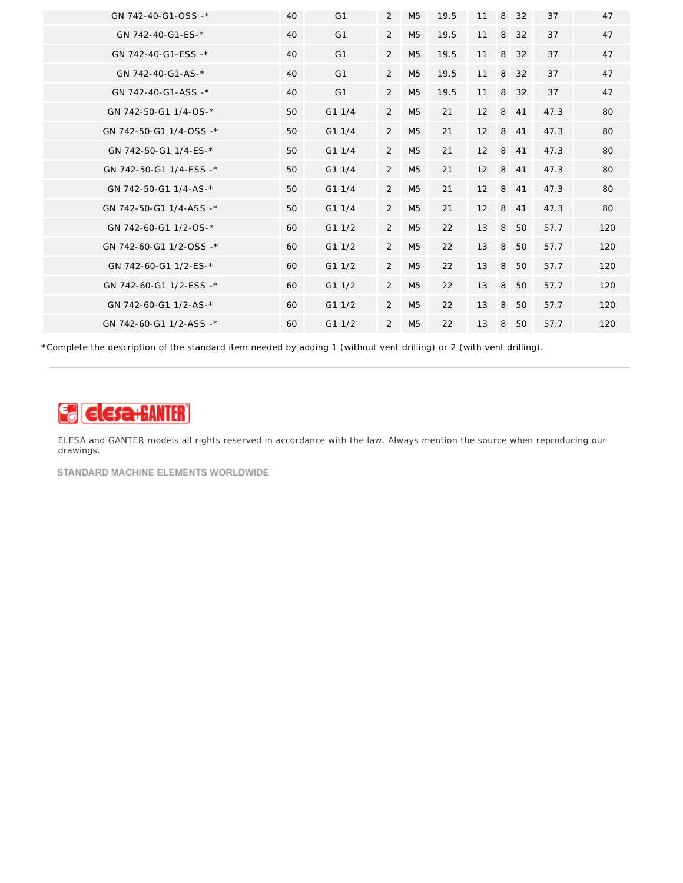| | | | | | | | | | | |
|---|---|---|---|---|---|---|---|---|---|---|
| GN 742-40-G1-OSS -* | 40 | G1 | 2 | M5 | 19.5 | 11 | 8 | 32 | 37 | 47 |
| GN 742-40-G1-ES-* | 40 | G1 | 2 | M5 | 19.5 | 11 | 8 | 32 | 37 | 47 |
| GN 742-40-G1-ESS -* | 40 | G1 | 2 | M5 | 19.5 | 11 | 8 | 32 | 37 | 47 |
| GN 742-40-G1-AS-* | 40 | G1 | 2 | M5 | 19.5 | 11 | 8 | 32 | 37 | 47 |
| GN 742-40-G1-ASS -* | 40 | G1 | 2 | M5 | 19.5 | 11 | 8 | 32 | 37 | 47 |
| GN 742-50-G1 1/4-OS-* | 50 | G1 1/4 | 2 | M5 | 21 | 12 | 8 | 41 | 47.3 | 80 |
| GN 742-50-G1 1/4-OSS -* | 50 | G1 1/4 | 2 | M5 | 21 | 12 | 8 | 41 | 47.3 | 80 |
| GN 742-50-G1 1/4-ES-* | 50 | G1 1/4 | 2 | M5 | 21 | 12 | 8 | 41 | 47.3 | 80 |
| GN 742-50-G1 1/4-ESS -* | 50 | G1 1/4 | 2 | M5 | 21 | 12 | 8 | 41 | 47.3 | 80 |
| GN 742-50-G1 1/4-AS-* | 50 | G1 1/4 | 2 | M5 | 21 | 12 | 8 | 41 | 47.3 | 80 |
| GN 742-50-G1 1/4-ASS -* | 50 | G1 1/4 | 2 | M5 | 21 | 12 | 8 | 41 | 47.3 | 80 |
| GN 742-60-G1 1/2-OS-* | 60 | G1 1/2 | 2 | M5 | 22 | 13 | 8 | 50 | 57.7 | 120 |
| GN 742-60-G1 1/2-OSS -* | 60 | G1 1/2 | 2 | M5 | 22 | 13 | 8 | 50 | 57.7 | 120 |
| GN 742-60-G1 1/2-ES-* | 60 | G1 1/2 | 2 | M5 | 22 | 13 | 8 | 50 | 57.7 | 120 |
| GN 742-60-G1 1/2-ESS -* | 60 | G1 1/2 | 2 | M5 | 22 | 13 | 8 | 50 | 57.7 | 120 |
| GN 742-60-G1 1/2-AS-* | 60 | G1 1/2 | 2 | M5 | 22 | 13 | 8 | 50 | 57.7 | 120 |
| GN 742-60-G1 1/2-ASS -* | 60 | G1 1/2 | 2 | M5 | 22 | 13 | 8 | 50 | 57.7 | 120 |

*Complete the description of the standard item needed by adding 1 (without vent drilling) or 2 (with vent drilling).

---

ELESA and GANTER models all rights reserved in accordance with the law. Always mention the source when reproducing our drawings.

STANDARD MACHINE ELEMENTS WORLDWIDE